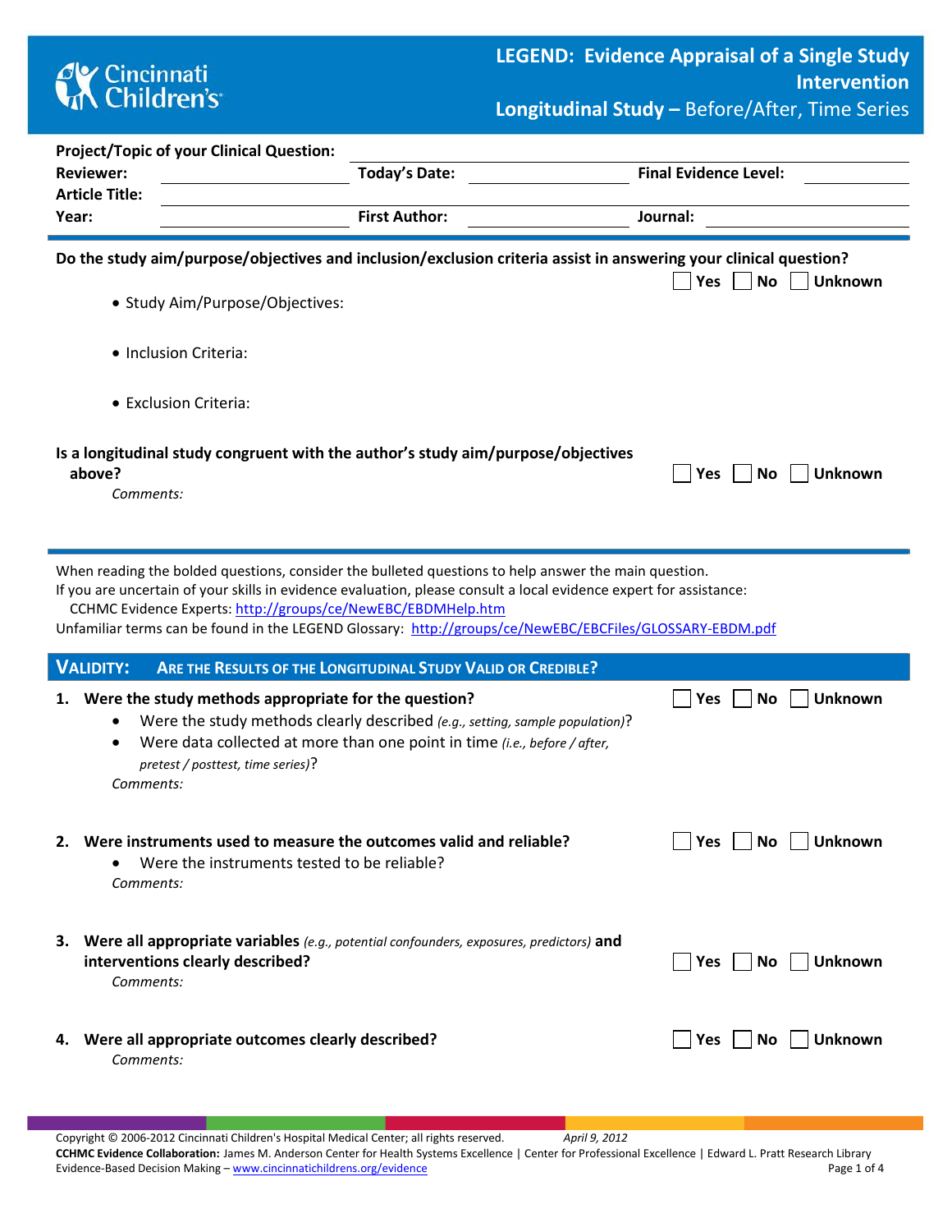# LEGEND: Evidence Appraisal of a Single Study Intervention

## Longitudinal Study – Before/After, Time Series

**Project/Topic of your Clinical Question:** ______________________

**Reviewer:** ______________ **Today's Date:** ______________ **Final Evidence Level:** ______________

**Article Title:** ______________________

**Year:** ______________ **First Author:** ______________ **Journal:** ______________

---

**Do the study aim/purpose/objectives and inclusion/exclusion criteria assist in answering your clinical question?** ☐ Yes ☐ No ☐ Unknown

- Study Aim/Purpose/Objectives:
- Inclusion Criteria:
- Exclusion Criteria:

**Is a longitudinal study congruent with the author's study aim/purpose/objectives above?** ☐ Yes ☐ No ☐ Unknown

*Comments:*

---

When reading the bolded questions, consider the bulleted questions to help answer the main question.
If you are uncertain of your skills in evidence evaluation, please consult a local evidence expert for assistance:
CCHMC Evidence Experts: http://groups/ce/NewEBC/EBDMHelp.htm
Unfamiliar terms can be found in the LEGEND Glossary: http://groups/ce/NewEBC/EBCFiles/GLOSSARY-EBDM.pdf

## VALIDITY: ARE THE RESULTS OF THE LONGITUDINAL STUDY VALID OR CREDIBLE?

1. **Were the study methods appropriate for the question?** ☐ Yes ☐ No ☐ Unknown
   - Were the study methods clearly described *(e.g., setting, sample population)*?
   - Were data collected at more than one point in time *(i.e., before / after, pretest / posttest, time series)*?

   *Comments:*

2. **Were instruments used to measure the outcomes valid and reliable?** ☐ Yes ☐ No ☐ Unknown
   - Were the instruments tested to be reliable?

   *Comments:*

3. **Were all appropriate variables** *(e.g., potential confounders, exposures, predictors)* **and interventions clearly described?** ☐ Yes ☐ No ☐ Unknown

   *Comments:*

4. **Were all appropriate outcomes clearly described?** ☐ Yes ☐ No ☐ Unknown

   *Comments:*

Copyright © 2006-2012 Cincinnati Children's Hospital Medical Center; all rights reserved. *April 9, 2012*
**CCHMC Evidence Collaboration:** James M. Anderson Center for Health Systems Excellence | Center for Professional Excellence | Edward L. Pratt Research Library
Evidence-Based Decision Making – www.cincinnatichildrens.org/evidence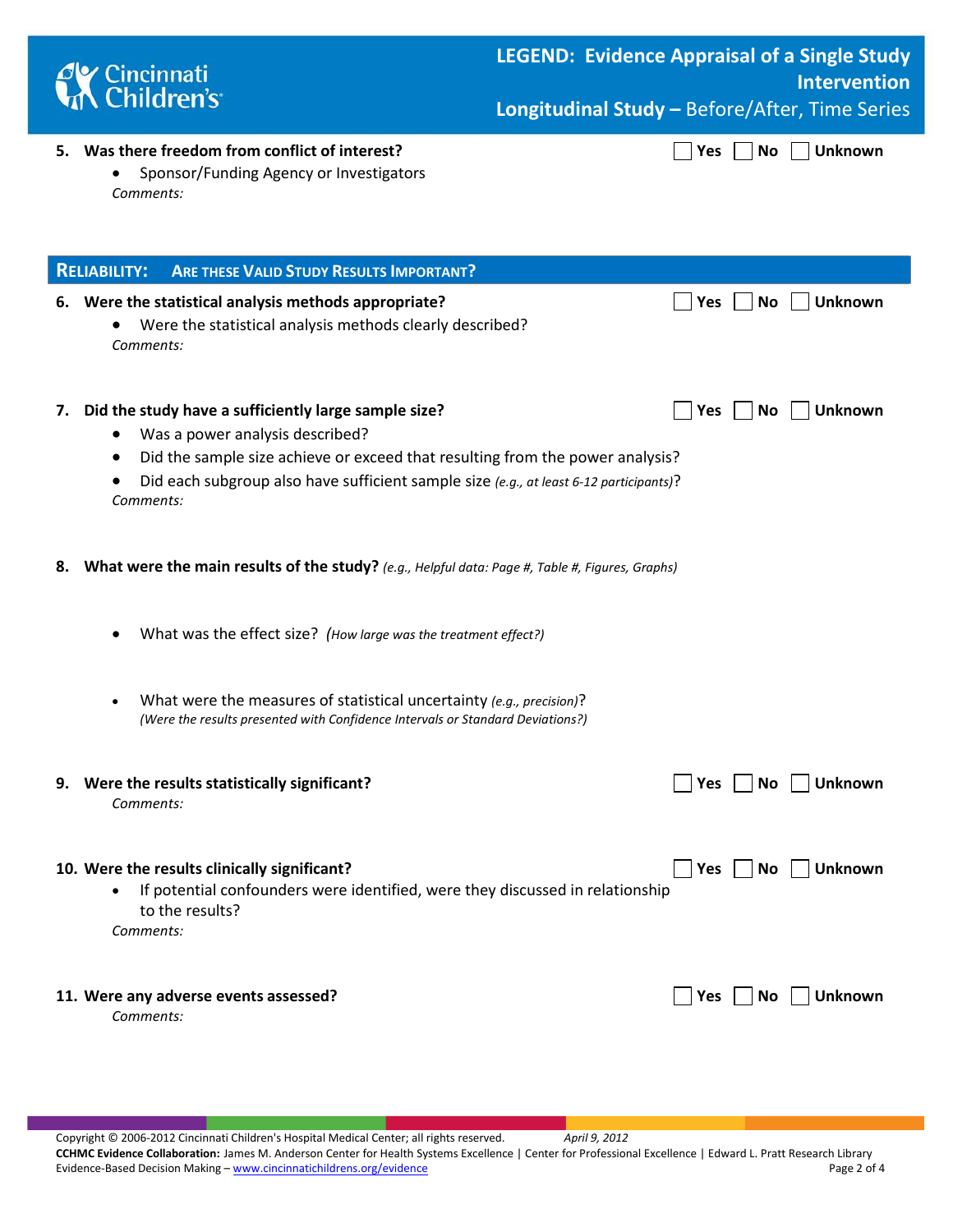**5. Was there freedom from conflict of interest?** ☐ Yes ☐ No ☐ Unknown

- Sponsor/Funding Agency or Investigators

*Comments:*

## RELIABILITY: ARE THESE VALID STUDY RESULTS IMPORTANT?

**6. Were the statistical analysis methods appropriate?** ☐ Yes ☐ No ☐ Unknown

- Were the statistical analysis methods clearly described?

*Comments:*

**7. Did the study have a sufficiently large sample size?** ☐ Yes ☐ No ☐ Unknown

- Was a power analysis described?
- Did the sample size achieve or exceed that resulting from the power analysis?
- Did each subgroup also have sufficient sample size *(e.g., at least 6-12 participants)*?

*Comments:*

**8. What were the main results of the study?** *(e.g., Helpful data: Page #, Table #, Figures, Graphs)*

- What was the effect size? *(How large was the treatment effect?)*
- What were the measures of statistical uncertainty *(e.g., precision)*?
  *(Were the results presented with Confidence Intervals or Standard Deviations?)*

**9. Were the results statistically significant?** ☐ Yes ☐ No ☐ Unknown

*Comments:*

**10. Were the results clinically significant?** ☐ Yes ☐ No ☐ Unknown

- If potential confounders were identified, were they discussed in relationship to the results?

*Comments:*

**11. Were any adverse events assessed?** ☐ Yes ☐ No ☐ Unknown

*Comments:*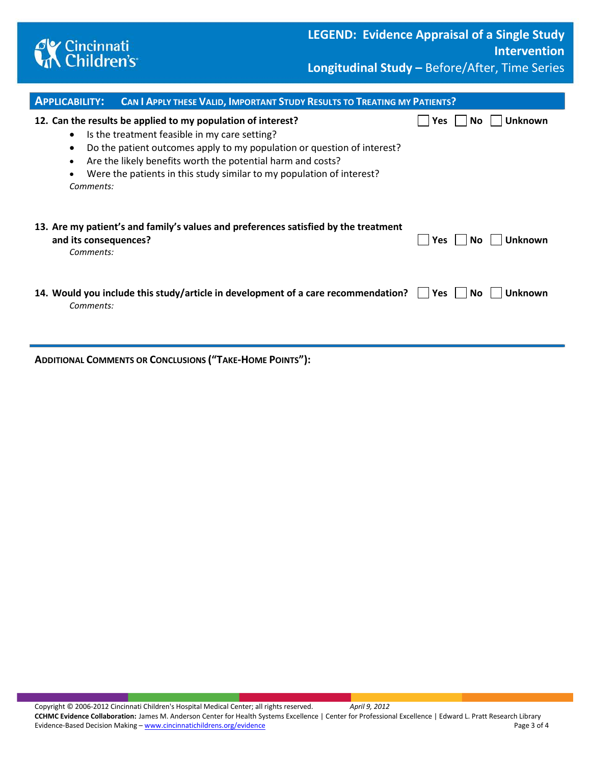## Applicability: Can I Apply these Valid, Important Study Results to Treating my Patients?

**12. Can the results be applied to my population of interest?** ☐ Yes ☐ No ☐ Unknown

- Is the treatment feasible in my care setting?
- Do the patient outcomes apply to my population or question of interest?
- Are the likely benefits worth the potential harm and costs?
- Were the patients in this study similar to my population of interest?

*Comments:*

**13. Are my patient's and family's values and preferences satisfied by the treatment and its consequences?** ☐ Yes ☐ No ☐ Unknown

*Comments:*

**14. Would you include this study/article in development of a care recommendation?** ☐ Yes ☐ No ☐ Unknown

*Comments:*

---

**Additional Comments or Conclusions ("Take-Home Points"):**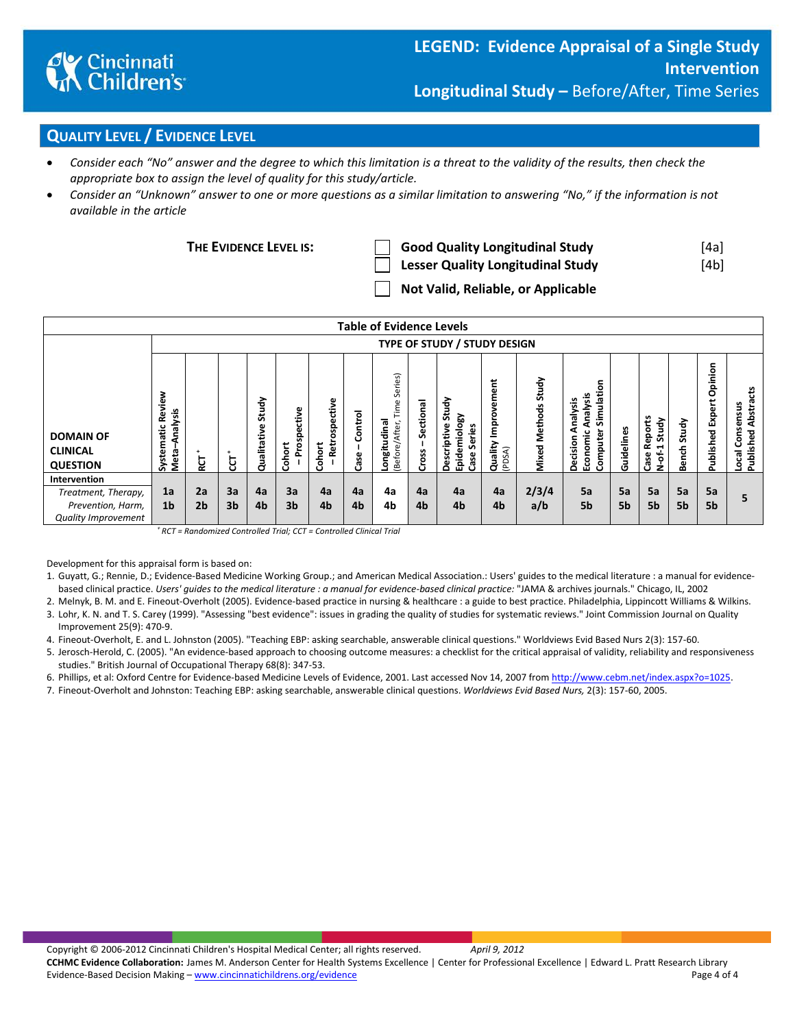# LEGEND: Evidence Appraisal of a Single Study Intervention

## Longitudinal Study – Before/After, Time Series

## QUALITY LEVEL / EVIDENCE LEVEL

- *Consider each "No" answer and the degree to which this limitation is a threat to the validity of the results, then check the appropriate box to assign the level of quality for this study/article.*
- *Consider an "Unknown" answer to one or more questions as a similar limitation to answering "No," if the information is not available in the article*

**THE EVIDENCE LEVEL IS:**

- ☐ **Good Quality Longitudinal Study** [4a]
- ☐ **Lesser Quality Longitudinal Study** [4b]
- ☐ **Not Valid, Reliable, or Applicable**

**Table of Evidence Levels**

| DOMAIN OF CLINICAL QUESTION | TYPE OF STUDY / STUDY DESIGN | | | | | | | | | | | | | | | | | |
|---|---|---|---|---|---|---|---|---|---|---|---|---|---|---|---|---|---|---|
| | Systematic Review Meta-Analysis | RCT[+] | CCT[+] | Qualitative Study | Cohort – Prospective | Cohort – Retrospective | Case – Control | Longitudinal (Before/After, Time Series) | Cross – Sectional | Descriptive Study Epidemiology Case Series | Quality Improvement (PDSA) | Mixed Methods Study | Decision Analysis Economic Analysis Computer Simulation | Guidelines | Case Reports N-of-1 Study | Bench Study | Published Expert Opinion | Local Consensus Published Abstracts |
| **Intervention** *Treatment, Therapy, Prevention, Harm, Quality Improvement* | **1a 1b** | **2a 2b** | **3a 3b** | **4a 4b** | **3a 3b** | **4a 4b** | **4a 4b** | **4a 4b** | **4a 4b** | **4a 4b** | **4a 4b** | **2/3/4 a/b** | **5a 5b** | **5a 5b** | **5a 5b** | **5a 5b** | **5a 5b** | **5** |

*[+] RCT = Randomized Controlled Trial; CCT = Controlled Clinical Trial*

Development for this appraisal form is based on:

1. Guyatt, G.; Rennie, D.; Evidence-Based Medicine Working Group.; and American Medical Association.: Users' guides to the medical literature : a manual for evidence-based clinical practice. *Users' guides to the medical literature : a manual for evidence-based clinical practice:* "JAMA & archives journals." Chicago, IL, 2002
2. Melnyk, B. M. and E. Fineout-Overholt (2005). Evidence-based practice in nursing & healthcare : a guide to best practice. Philadelphia, Lippincott Williams & Wilkins.
3. Lohr, K. N. and T. S. Carey (1999). "Assessing "best evidence": issues in grading the quality of studies for systematic reviews." Joint Commission Journal on Quality Improvement 25(9): 470-9.
4. Fineout-Overholt, E. and L. Johnston (2005). "Teaching EBP: asking searchable, answerable clinical questions." Worldviews Evid Based Nurs 2(3): 157-60.
5. Jerosch-Herold, C. (2005). "An evidence-based approach to choosing outcome measures: a checklist for the critical appraisal of validity, reliability and responsiveness studies." British Journal of Occupational Therapy 68(8): 347-53.
6. Phillips, et al: Oxford Centre for Evidence-based Medicine Levels of Evidence, 2001. Last accessed Nov 14, 2007 from http://www.cebm.net/index.aspx?o=1025.
7. Fineout-Overholt and Johnston: Teaching EBP: asking searchable, answerable clinical questions. *Worldviews Evid Based Nurs,* 2(3): 157-60, 2005.

Copyright © 2006-2012 Cincinnati Children's Hospital Medical Center; all rights reserved. *April 9, 2012*

**CCHMC Evidence Collaboration:** James M. Anderson Center for Health Systems Excellence | Center for Professional Excellence | Edward L. Pratt Research Library

Evidence-Based Decision Making – www.cincinnatichildrens.org/evidence